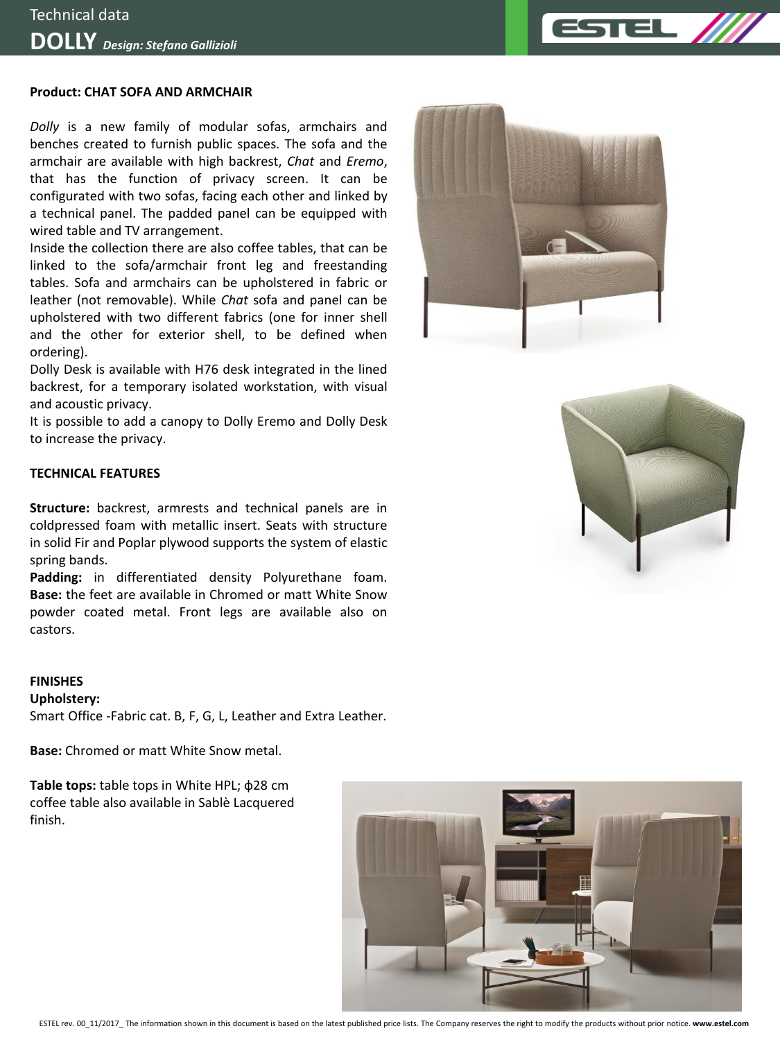Technical data

# DOLLY *Design: Stefano Gallizioli*

**Product: CHAT SOFA AND ARMCHAIR**

*Dolly* is a new family of modular sofas, armchairs and benches created to furnish public spaces. The sofa and the armchair are available with high backrest, *Chat* and *Eremo*, that has the function of privacy screen. It can be configurated with two sofas, facing each other and linked by a technical panel. The padded panel can be equipped with wired table and TV arrangement.
Inside the collection there are also coffee tables, that can be linked to the sofa/armchair front leg and freestanding tables. Sofa and armchairs can be upholstered in fabric or leather (not removable). While *Chat* sofa and panel can be upholstered with two different fabrics (one for inner shell and the other for exterior shell, to be defined when ordering).
Dolly Desk is available with H76 desk integrated in the lined backrest, for a temporary isolated workstation, with visual and acoustic privacy.
It is possible to add a canopy to Dolly Eremo and Dolly Desk to increase the privacy.

**TECHNICAL FEATURES**

**Structure:** backrest, armrests and technical panels are in coldpressed foam with metallic insert. Seats with structure in solid Fir and Poplar plywood supports the system of elastic spring bands.
**Padding:** in differentiated density Polyurethane foam.
**Base:** the feet are available in Chromed or matt White Snow powder coated metal. Front legs are available also on castors.

**FINISHES**
**Upholstery:**
Smart Office -Fabric cat. B, F, G, L, Leather and Extra Leather.

**Base:** Chromed or matt White Snow metal.

**Table tops:** table tops in White HPL; ϕ28 cm coffee table also available in Sablè Lacquered finish.

ESTEL rev. 00_11/2017_ The information shown in this document is based on the latest published price lists. The Company reserves the right to modify the products without prior notice. **www.estel.com**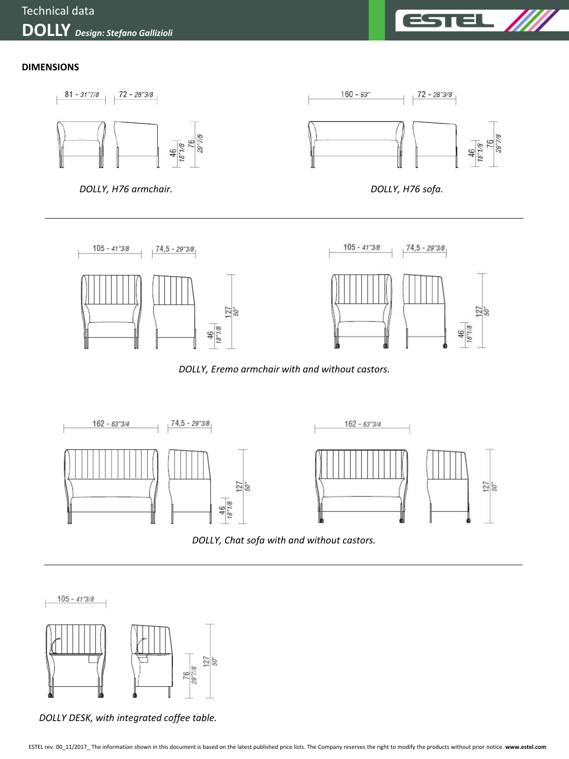Technical data

# DOLLY *Design: Stefano Gallizioli*

## DIMENSIONS

81 - 31"7/8 72 - 28"3/8

46 18"1/8 76 29"7/8

*DOLLY, H76 armchair.*

160 - 63" 72 - 28"3/8

46 18"1/8 76 29"7/8

*DOLLY, H76 sofa.*

105 - 41"3/8 74,5 - 29"3/8

46 18"1/8 127 50"

105 - 41"3/8 74,5 - 29"3/8

46 18"1/8 127 50"

*DOLLY, Eremo armchair with and without castors.*

162 - 63"3/4 74,5 - 29"3/8

46 18"1/8 127 50"

162 - 63"3/4

127 50"

*DOLLY, Chat sofa with and without castors.*

105 - 41"3/8

76 29"7/8 127 50"

*DOLLY DESK, with integrated coffee table.*

ESTEL rev. 00_11/2017_ The information shown in this document is based on the latest published price lists. The Company reserves the right to modify the products without prior notice. **www.estel.com**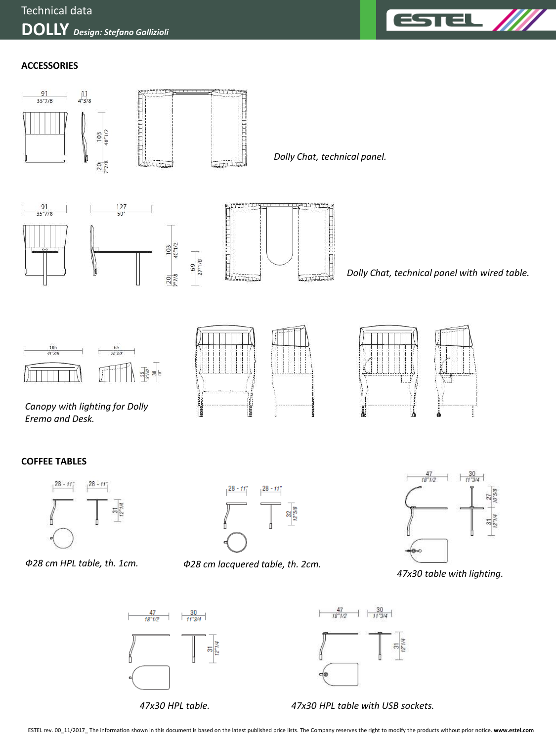## ACCESSORIES

*Dolly Chat, technical panel.*

*Dolly Chat, technical panel with wired table.*

*Canopy with lighting for Dolly Eremo and Desk.*

## COFFEE TABLES

*Φ28 cm HPL table, th. 1cm.*

*Φ28 cm lacquered table, th. 2cm.*

*47x30 table with lighting.*

*47x30 HPL table.*

*47x30 HPL table with USB sockets.*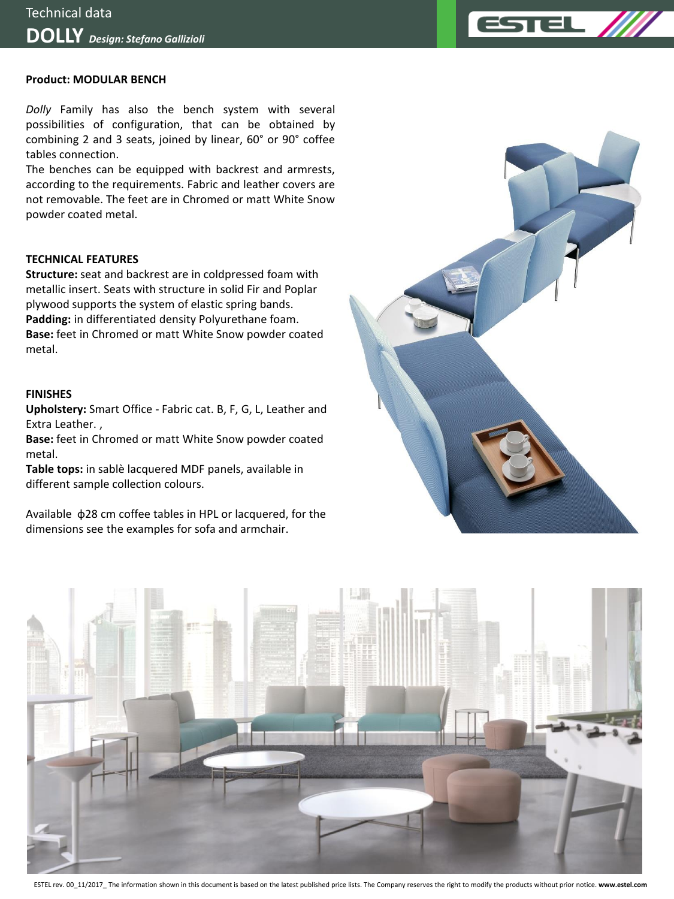Technical data

# DOLLY *Design: Stefano Gallizioli*

**Product: MODULAR BENCH**

*Dolly* Family has also the bench system with several possibilities of configuration, that can be obtained by combining 2 and 3 seats, joined by linear, 60° or 90° coffee tables connection.
The benches can be equipped with backrest and armrests, according to the requirements. Fabric and leather covers are not removable. The feet are in Chromed or matt White Snow powder coated metal.

## TECHNICAL FEATURES

**Structure:** seat and backrest are in coldpressed foam with metallic insert. Seats with structure in solid Fir and Poplar plywood supports the system of elastic spring bands.
**Padding:** in differentiated density Polyurethane foam.
**Base:** feet in Chromed or matt White Snow powder coated metal.

## FINISHES

**Upholstery:** Smart Office - Fabric cat. B, F, G, L, Leather and Extra Leather. ,
**Base:** feet in Chromed or matt White Snow powder coated metal.
**Table tops:** in sablè lacquered MDF panels, available in different sample collection colours.

Available ϕ28 cm coffee tables in HPL or lacquered, for the dimensions see the examples for sofa and armchair.

ESTEL rev. 00_11/2017_ The information shown in this document is based on the latest published price lists. The Company reserves the right to modify the products without prior notice. **www.estel.com**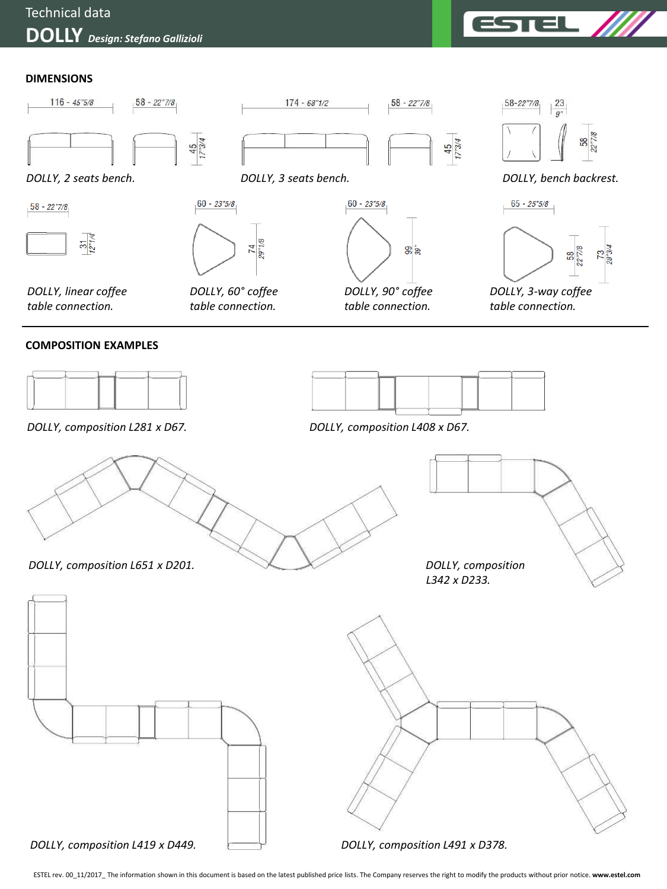Technical data

# DOLLY *Design: Stefano Gallizioli*

## DIMENSIONS

116 - 45"5/8

58 - 22"7/8

45
17"3/4

*DOLLY, 2 seats bench.*

174 - 68"1/2

58 - 22"7/8

45
17"3/4

*DOLLY, 3 seats bench.*

58-22"7/8

23
9"

58
22"7/8

*DOLLY, bench backrest.*

58 - 22"7/8

31
12"1/4

*DOLLY, linear coffee table connection.*

60 - 23"5/8

74
29"1/8

*DOLLY, 60° coffee table connection.*

60 - 23"5/8

99
39"

*DOLLY, 90° coffee table connection.*

65 - 25"5/8

58
22"7/8

73
28"3/4

*DOLLY, 3-way coffee table connection.*

## COMPOSITION EXAMPLES

*DOLLY, composition L281 x D67.*

*DOLLY, composition L408 x D67.*

*DOLLY, composition L651 x D201.*

*DOLLY, composition L342 x D233.*

*DOLLY, composition L419 x D449.*

*DOLLY, composition L491 x D378.*

ESTEL rev. 00_11/2017_ The information shown in this document is based on the latest published price lists. The Company reserves the right to modify the products without prior notice. **www.estel.com**